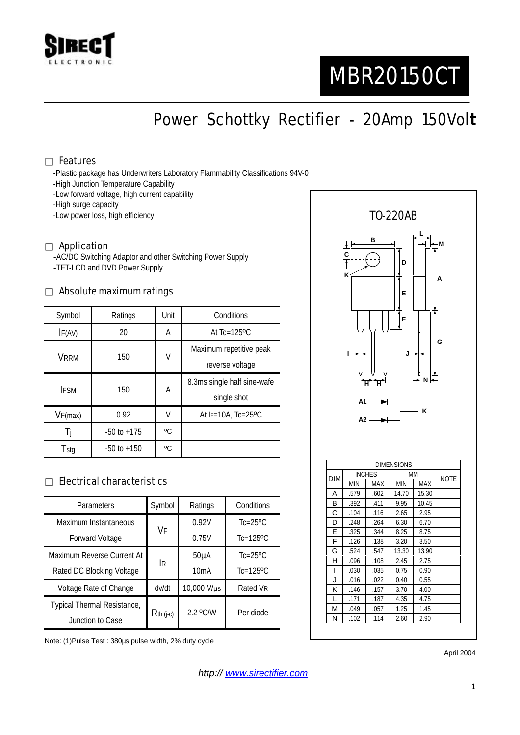SIRECT ELECTRONIC

# MBR20150CT

## Power Schottky Rectifier - 20Amp 150Volt

### □ Features

- -Plastic package has Underwriters Laboratory Flammability Classifications 94V-0
- -High Junction Temperature Capability
- -Low forward voltage, high current capability
- -High surge capacity
- -Low power loss, high efficiency

### □ Application

- -AC/DC Switching Adaptor and other Switching Power Supply
- -TFT-LCD and DVD Power Supply

### □ Absolute maximum ratings

| Symbol | Ratings | Unit | Conditions |
|---|---|---|---|
| $I_{F(AV)}$ | 20 | A | At Tc=125ºC |
| $V_{RRM}$ | 150 | V | Maximum repetitive peak reverse voltage |
| $I_{FSM}$ | 150 | A | 8.3ms single half sine-wafe single shot |
| $V_{F(max)}$ | 0.92 | V | At $I_F$=10A, Tc=25ºC |
| $T_j$ | -50 to +175 | ºC | |
| $T_{stg}$ | -50 to +150 | ºC | |

### □ Electrical characteristics

| Parameters | Symbol | Ratings | Conditions |
|---|---|---|---|
| Maximum Instantaneous Forward Voltage | $V_F$ | 0.92V | Tc=25ºC |
| | | 0.75V | Tc=125ºC |
| Maximum Reverse Current At Rated DC Blocking Voltage | $I_R$ | 50µA | Tc=25ºC |
| | | 10mA | Tc=125ºC |
| Voltage Rate of Change | dv/dt | 10,000 V/µs | Rated $V_R$ |
| Typical Thermal Resistance, Junction to Case | $R_{th\ (j-c)}$ | 2.2 ºC/W | Per diode |

Note: (1)Pulse Test : 380µs pulse width, 2% duty cycle

TO-220AB

| DIM | INCHES MIN | INCHES MAX | MM MIN | MM MAX | NOTE |
|---|---|---|---|---|---|
| A | .579 | .602 | 14.70 | 15.30 | |
| B | .392 | .411 | 9.95 | 10.45 | |
| C | .104 | .116 | 2.65 | 2.95 | |
| D | .248 | .264 | 6.30 | 6.70 | |
| E | .325 | .344 | 8.25 | 8.75 | |
| F | .126 | .138 | 3.20 | 3.50 | |
| G | .524 | .547 | 13.30 | 13.90 | |
| H | .096 | .108 | 2.45 | 2.75 | |
| I | .030 | .035 | 0.75 | 0.90 | |
| J | .016 | .022 | 0.40 | 0.55 | |
| K | .146 | .157 | 3.70 | 4.00 | |
| L | .171 | .187 | 4.35 | 4.75 | |
| M | .049 | .057 | 1.25 | 1.45 | |
| N | .102 | .114 | 2.60 | 2.90 | |

April 2004

http:// www.sirectifier.com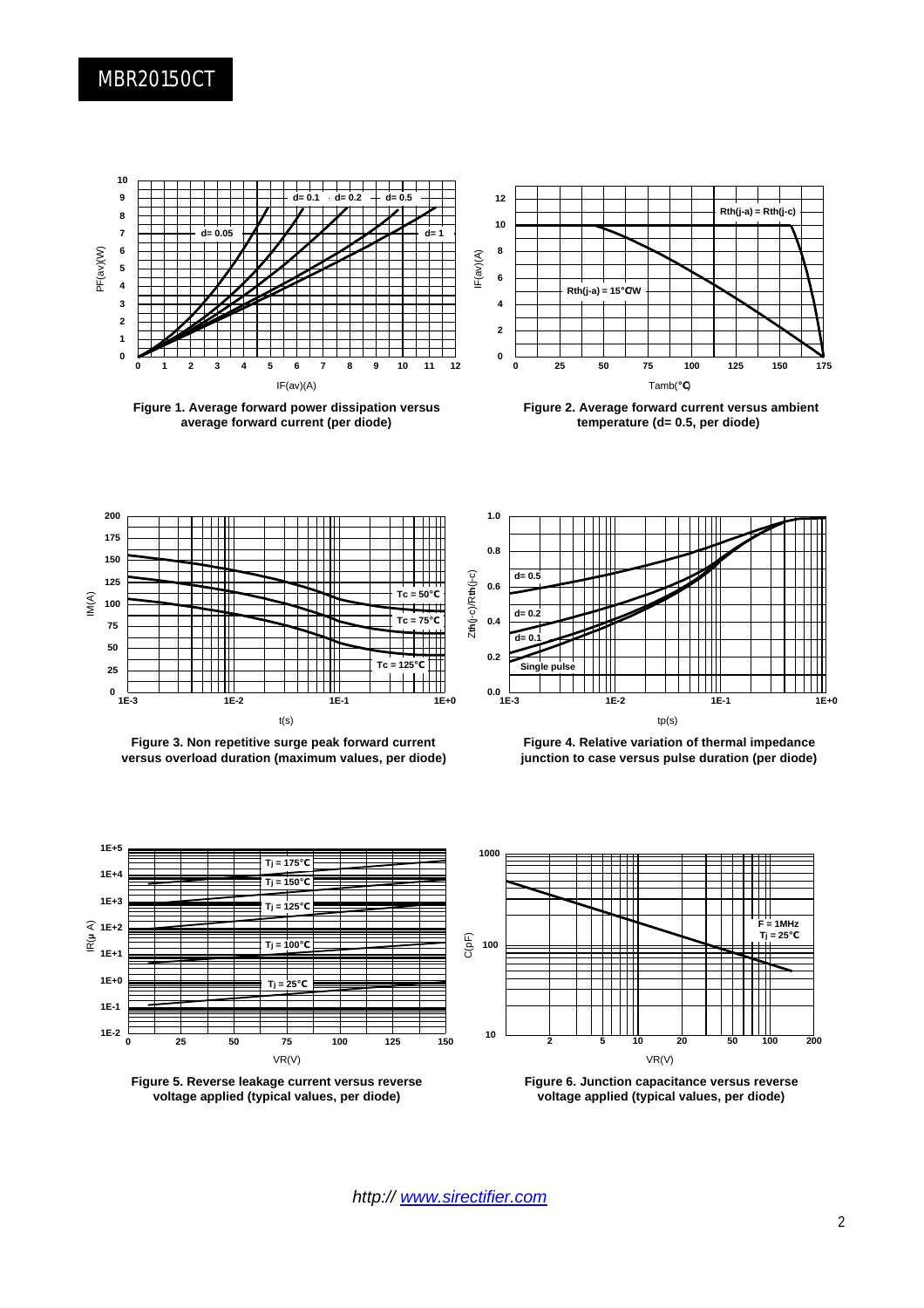Figure 1. Average forward power dissipation versus average forward current (per diode)

Figure 2. Average forward current versus ambient temperature (d= 0.5, per diode)

Figure 3. Non repetitive surge peak forward current versus overload duration (maximum values, per diode)

Figure 4. Relative variation of thermal impedance junction to case versus pulse duration (per diode)

Figure 5. Reverse leakage current versus reverse voltage applied (typical values, per diode)

Figure 6. Junction capacitance versus reverse voltage applied (typical values, per diode)

*http:// www.sirectifier.com*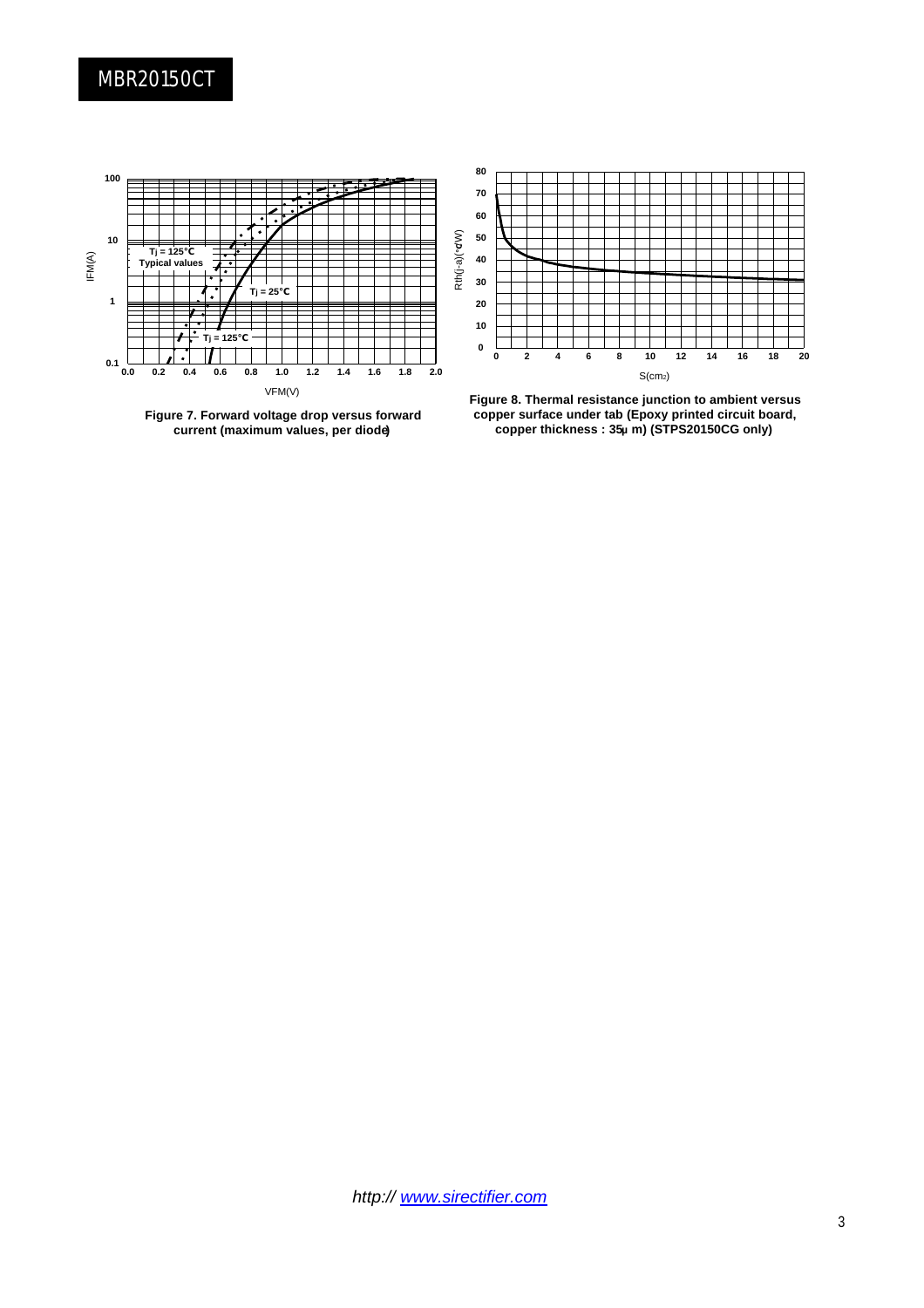100

10

1

0.1

IFM(A)

0.0 0.2 0.4 0.6 0.8 1.0 1.2 1.4 1.6 1.8 2.0

VFM(V)

Tj = 125°C
Typical values

Tj = 25°C

Tj = 125°C

**Figure 7. Forward voltage drop versus forward current (maximum values, per diode)**

80
70
60
50
40
30
20
10
0

Rth(j-a)(°c/W)

0 2 4 6 8 10 12 14 16 18 20

S(cm2)

**Figure 8. Thermal resistance junction to ambient versus copper surface under tab (Epoxy printed circuit board, copper thickness : 35μ m) (STPS20150CG only)**

*http:// www.sirectifier.com*